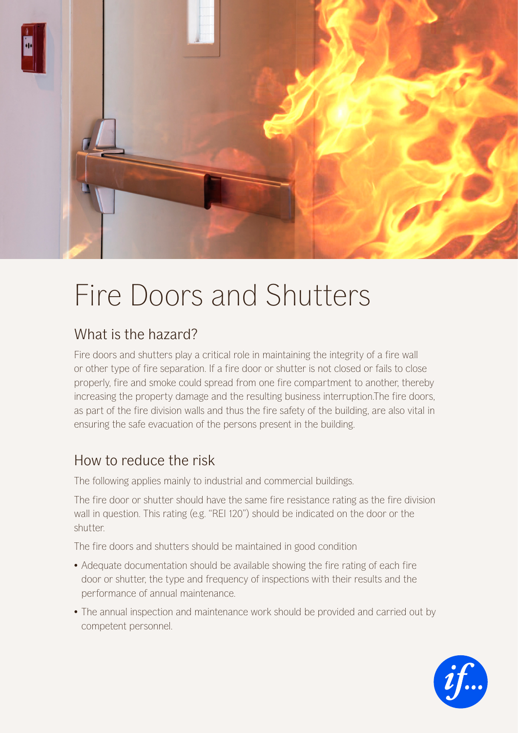# Fire Doors and Shutters

## What is the hazard?

Fire doors and shutters play a critical role in maintaining the integrity of a fire wall or other type of fire separation. If a fire door or shutter is not closed or fails to close properly, fire and smoke could spread from one fire compartment to another, thereby increasing the property damage and the resulting business interruption.The fire doors, as part of the fire division walls and thus the fire safety of the building, are also vital in ensuring the safe evacuation of the persons present in the building.

## How to reduce the risk

The following applies mainly to industrial and commercial buildings.

The fire door or shutter should have the same fire resistance rating as the fire division wall in question. This rating (e.g. "REI 120") should be indicated on the door or the shutter.

The fire doors and shutters should be maintained in good condition

- Adequate documentation should be available showing the fire rating of each fire door or shutter, the type and frequency of inspections with their results and the performance of annual maintenance.
- The annual inspection and maintenance work should be provided and carried out by competent personnel.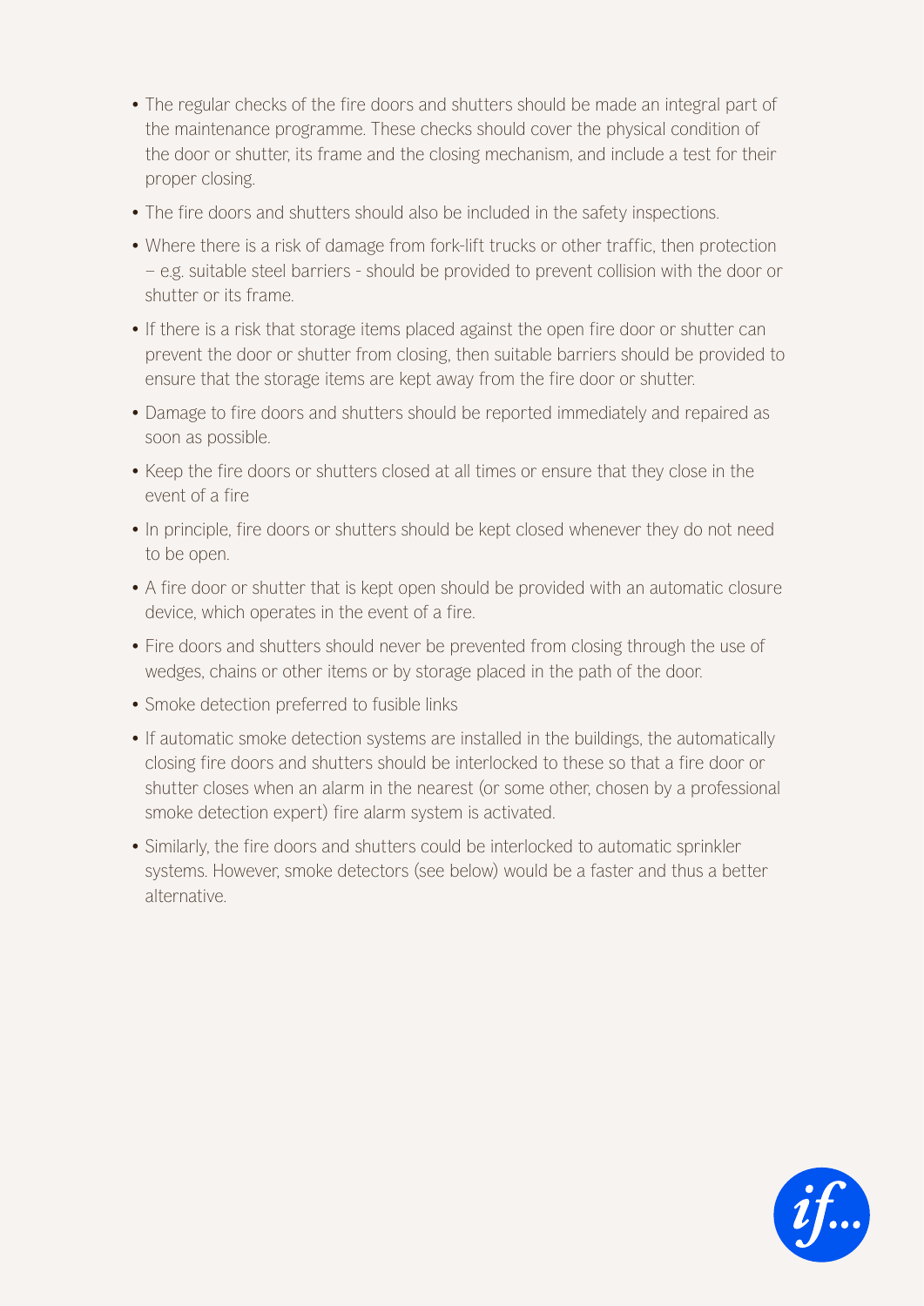- The regular checks of the fire doors and shutters should be made an integral part of the maintenance programme. These checks should cover the physical condition of the door or shutter, its frame and the closing mechanism, and include a test for their proper closing.
- The fire doors and shutters should also be included in the safety inspections.
- Where there is a risk of damage from fork-lift trucks or other traffic, then protection – e.g. suitable steel barriers - should be provided to prevent collision with the door or shutter or its frame.
- If there is a risk that storage items placed against the open fire door or shutter can prevent the door or shutter from closing, then suitable barriers should be provided to ensure that the storage items are kept away from the fire door or shutter.
- Damage to fire doors and shutters should be reported immediately and repaired as soon as possible.
- Keep the fire doors or shutters closed at all times or ensure that they close in the event of a fire
- In principle, fire doors or shutters should be kept closed whenever they do not need to be open.
- A fire door or shutter that is kept open should be provided with an automatic closure device, which operates in the event of a fire.
- Fire doors and shutters should never be prevented from closing through the use of wedges, chains or other items or by storage placed in the path of the door.
- Smoke detection preferred to fusible links
- If automatic smoke detection systems are installed in the buildings, the automatically closing fire doors and shutters should be interlocked to these so that a fire door or shutter closes when an alarm in the nearest (or some other, chosen by a professional smoke detection expert) fire alarm system is activated.
- Similarly, the fire doors and shutters could be interlocked to automatic sprinkler systems. However, smoke detectors (see below) would be a faster and thus a better alternative.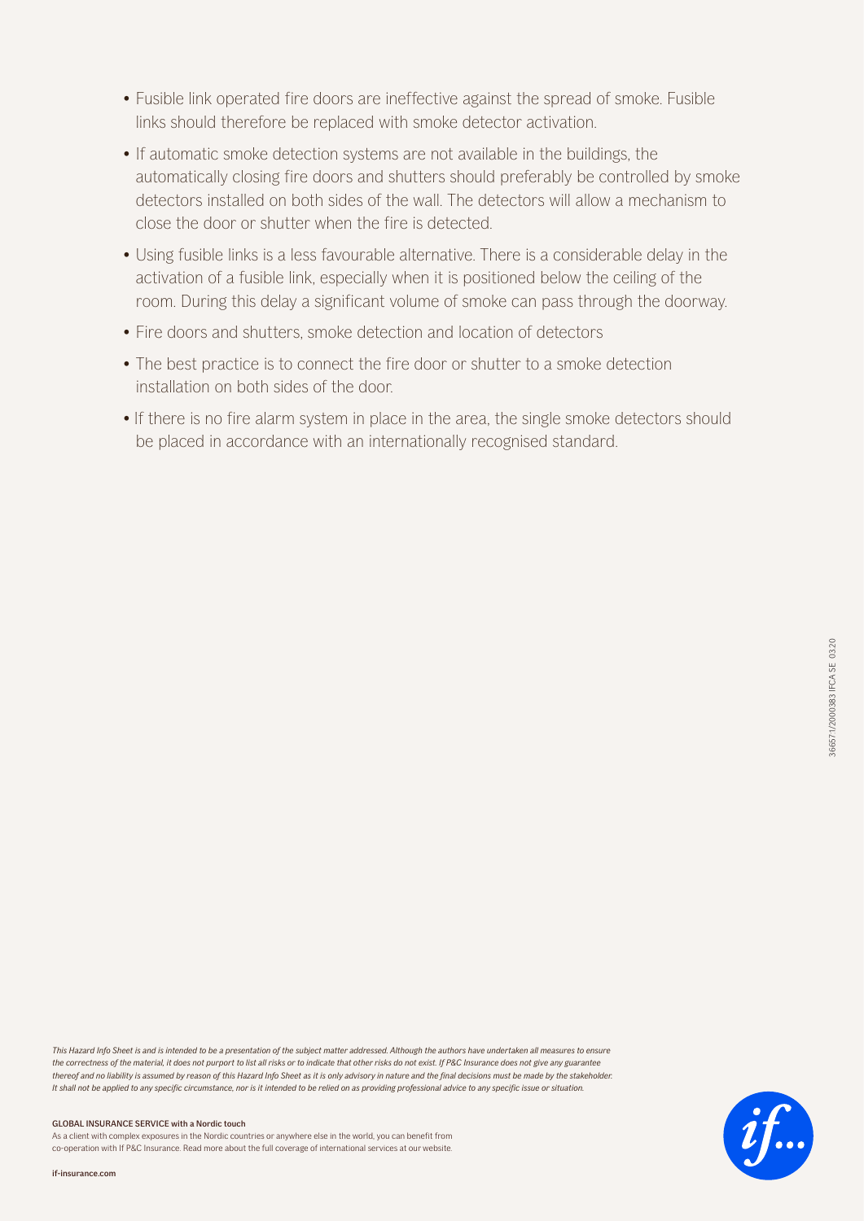- Fusible link operated fire doors are ineffective against the spread of smoke. Fusible links should therefore be replaced with smoke detector activation.
- If automatic smoke detection systems are not available in the buildings, the automatically closing fire doors and shutters should preferably be controlled by smoke detectors installed on both sides of the wall. The detectors will allow a mechanism to close the door or shutter when the fire is detected.
- Using fusible links is a less favourable alternative. There is a considerable delay in the activation of a fusible link, especially when it is positioned below the ceiling of the room. During this delay a significant volume of smoke can pass through the doorway.
- Fire doors and shutters, smoke detection and location of detectors
- The best practice is to connect the fire door or shutter to a smoke detection installation on both sides of the door.
- If there is no fire alarm system in place in the area, the single smoke detectors should be placed in accordance with an internationally recognised standard.

*This Hazard Info Sheet is and is intended to be a presentation of the subject matter addressed. Although the authors have undertaken all measures to ensure the correctness of the material, it does not purport to list all risks or to indicate that other risks do not exist. If P&C Insurance does not give any guarantee thereof and no liability is assumed by reason of this Hazard Info Sheet as it is only advisory in nature and the final decisions must be made by the stakeholder. It shall not be applied to any specific circumstance, nor is it intended to be relied on as providing professional advice to any specific issue or situation.*

**GLOBAL INSURANCE SERVICE with a Nordic touch**

As a client with complex exposures in the Nordic countries or anywhere else in the world, you can benefit from co-operation with If P&C Insurance. Read more about the full coverage of international services at our website.

**if-insurance.com**

36657 1/2000383 IFCA SE 03 20